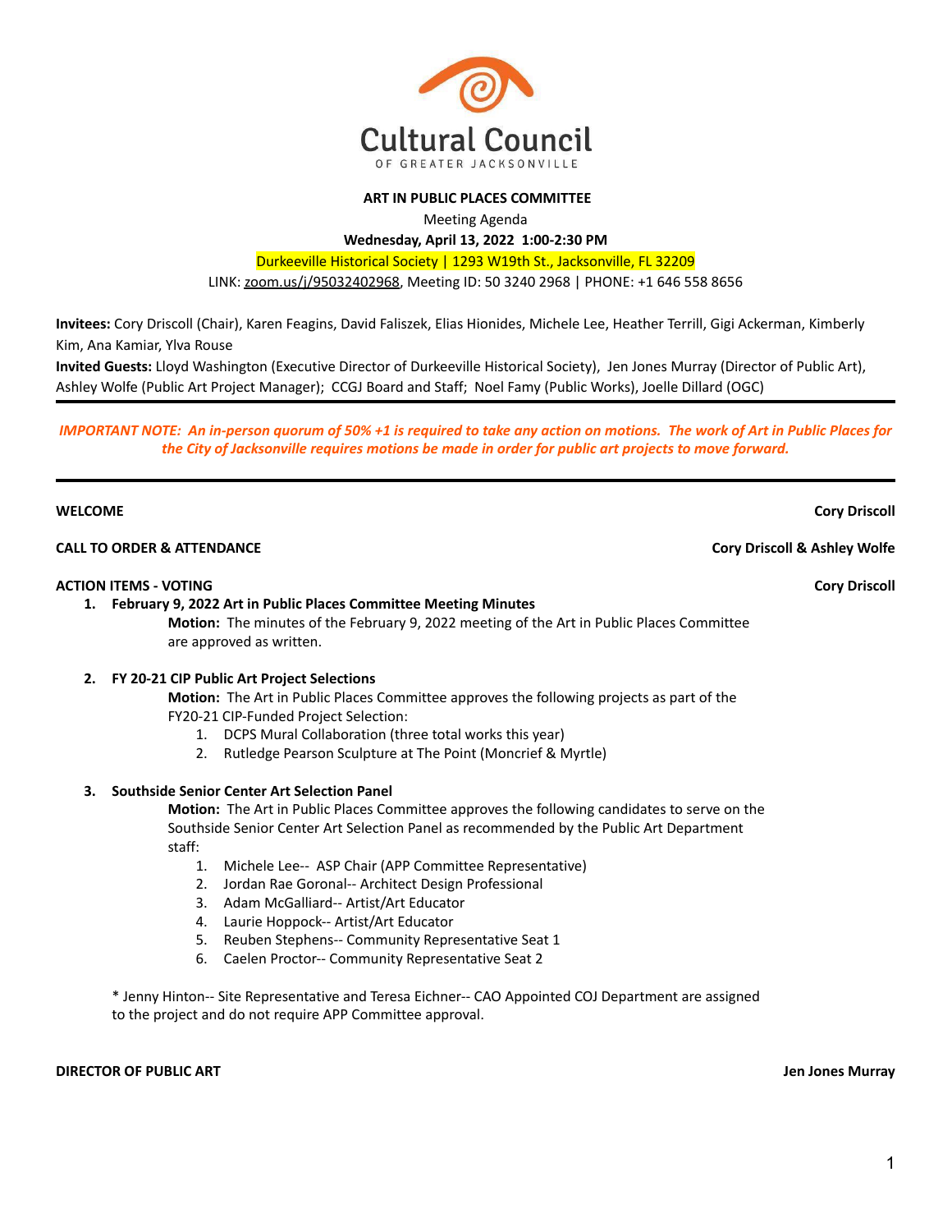# Cultural Council OF GREATER JACKSONVILLE

**ART IN PUBLIC PLACES COMMITTEE**

Meeting Agenda

**Wednesday, April 13, 2022 1:00-2:30 PM**

Durkeeville Historical Society | 1293 W19th St., Jacksonville, FL 32209

LINK: zoom.us/j/95032402968, Meeting ID: 50 3240 2968 | PHONE: +1 646 558 8656

**Invitees:** Cory Driscoll (Chair), Karen Feagins, David Faliszek, Elias Hionides, Michele Lee, Heather Terrill, Gigi Ackerman, Kimberly Kim, Ana Kamiar, Ylva Rouse

**Invited Guests:** Lloyd Washington (Executive Director of Durkeeville Historical Society), Jen Jones Murray (Director of Public Art), Ashley Wolfe (Public Art Project Manager); CCGJ Board and Staff; Noel Famy (Public Works), Joelle Dillard (OGC)

---

***IMPORTANT NOTE: An in-person quorum of 50% +1 is required to take any action on motions. The work of Art in Public Places for the City of Jacksonville requires motions be made in order for public art projects to move forward.***

---

**WELCOME** — **Cory Driscoll**

**CALL TO ORDER & ATTENDANCE** — **Cory Driscoll & Ashley Wolfe**

**ACTION ITEMS - VOTING** — **Cory Driscoll**

1. **February 9, 2022 Art in Public Places Committee Meeting Minutes**

   **Motion:** The minutes of the February 9, 2022 meeting of the Art in Public Places Committee are approved as written.

2. **FY 20-21 CIP Public Art Project Selections**

   **Motion:** The Art in Public Places Committee approves the following projects as part of the FY20-21 CIP-Funded Project Selection:
   1. DCPS Mural Collaboration (three total works this year)
   2. Rutledge Pearson Sculpture at The Point (Moncrief & Myrtle)

3. **Southside Senior Center Art Selection Panel**

   **Motion:** The Art in Public Places Committee approves the following candidates to serve on the Southside Senior Center Art Selection Panel as recommended by the Public Art Department staff:
   1. Michele Lee-- ASP Chair (APP Committee Representative)
   2. Jordan Rae Goronal-- Architect Design Professional
   3. Adam McGalliard-- Artist/Art Educator
   4. Laurie Hoppock-- Artist/Art Educator
   5. Reuben Stephens-- Community Representative Seat 1
   6. Caelen Proctor-- Community Representative Seat 2

   * Jenny Hinton-- Site Representative and Teresa Eichner-- CAO Appointed COJ Department are assigned to the project and do not require APP Committee approval.

**DIRECTOR OF PUBLIC ART** — **Jen Jones Murray**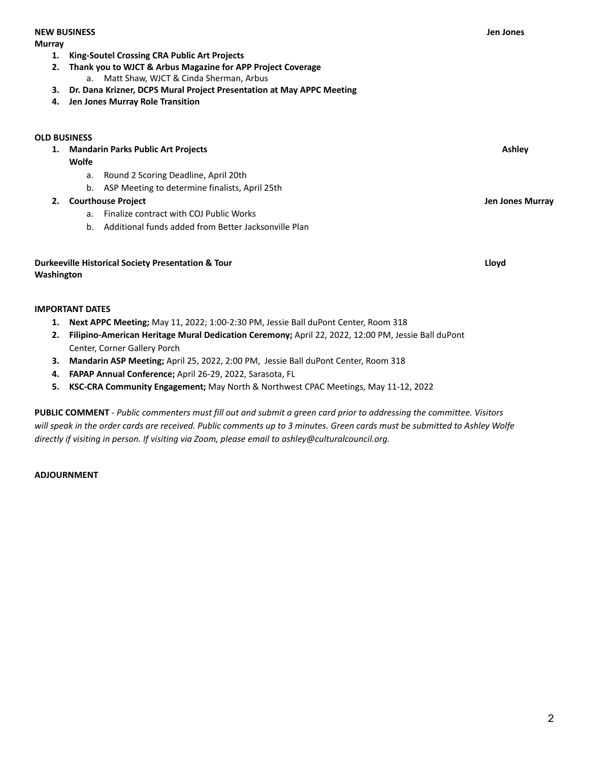**NEW BUSINESS** **Jen Jones Murray**

1. **King-Soutel Crossing CRA Public Art Projects**
2. **Thank you to WJCT & Arbus Magazine for APP Project Coverage**
    a. Matt Shaw, WJCT & Cinda Sherman, Arbus
3. **Dr. Dana Krizner, DCPS Mural Project Presentation at May APPC Meeting**
4. **Jen Jones Murray Role Transition**

**OLD BUSINESS**

1. **Mandarin Parks Public Art Projects** **Ashley Wolfe**
    a. Round 2 Scoring Deadline, April 20th
    b. ASP Meeting to determine finalists, April 25th
2. **Courthouse Project** **Jen Jones Murray**
    a. Finalize contract with COJ Public Works
    b. Additional funds added from Better Jacksonville Plan

**Durkeeville Historical Society Presentation & Tour** **Lloyd Washington**

**IMPORTANT DATES**

1. **Next APPC Meeting;** May 11, 2022; 1:00-2:30 PM, Jessie Ball duPont Center, Room 318
2. **Filipino-American Heritage Mural Dedication Ceremony;** April 22, 2022, 12:00 PM, Jessie Ball duPont Center, Corner Gallery Porch
3. **Mandarin ASP Meeting;** April 25, 2022, 2:00 PM, Jessie Ball duPont Center, Room 318
4. **FAPAP Annual Conference;** April 26-29, 2022, Sarasota, FL
5. **KSC-CRA Community Engagement;** May North & Northwest CPAC Meetings, May 11-12, 2022

**PUBLIC COMMENT** - *Public commenters must fill out and submit a green card prior to addressing the committee. Visitors will speak in the order cards are received. Public comments up to 3 minutes. Green cards must be submitted to Ashley Wolfe directly if visiting in person. If visiting via Zoom, please email to ashley@culturalcouncil.org.*

**ADJOURNMENT**